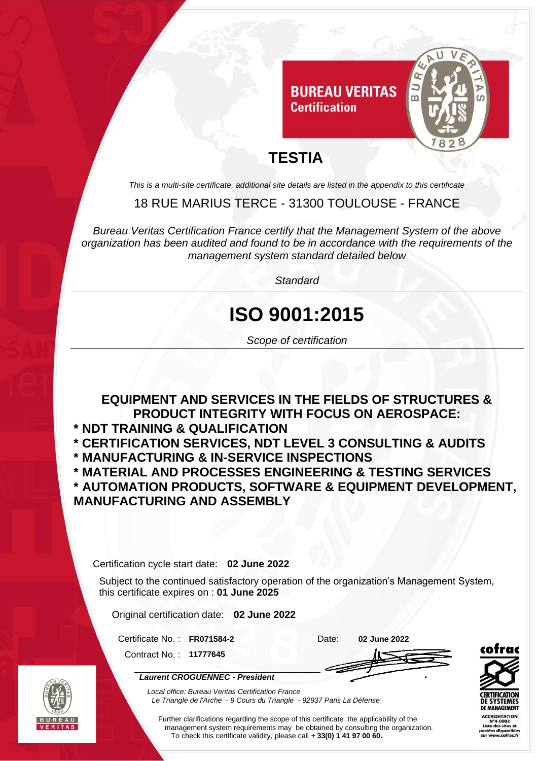**BUREAU VERITAS**
**Certification**

# TESTIA

*This is a multi-site certificate, additional site details are listed in the appendix to this certificate*

18 RUE MARIUS TERCE - 31300 TOULOUSE - FRANCE

*Bureau Veritas Certification France certify that the Management System of the above organization has been audited and found to be in accordance with the requirements of the management system standard detailed below*

*Standard*

# ISO 9001:2015

*Scope of certification*

**EQUIPMENT AND SERVICES IN THE FIELDS OF STRUCTURES & PRODUCT INTEGRITY WITH FOCUS ON AEROSPACE:**

**\* NDT TRAINING & QUALIFICATION**
**\* CERTIFICATION SERVICES, NDT LEVEL 3 CONSULTING & AUDITS**
**\* MANUFACTURING & IN-SERVICE INSPECTIONS**
**\* MATERIAL AND PROCESSES ENGINEERING & TESTING SERVICES**
**\* AUTOMATION PRODUCTS, SOFTWARE & EQUIPMENT DEVELOPMENT, MANUFACTURING AND ASSEMBLY**

Certification cycle start date: **02 June 2022**

Subject to the continued satisfactory operation of the organization's Management System, this certificate expires on : **01 June 2025**

Original certification date: **02 June 2022**

Certificate No. : **FR071584-2**

Contract No. : **11777645**

Date: **02 June 2022**

***Laurent CROGUENNEC - President***

*Local office: Bureau Veritas Certification France*
*Le Triangle de l'Arche - 9 Cours du Triangle - 92937 Paris La Défense*

Further clarifications regarding the scope of this certificate the applicability of the management system requirements may be obtained by consulting the organization.
To check this certificate validity, please call **+ 33(0) 1 41 97 00 60.**

cofrac
CERTIFICATION DE SYSTEMES DE MANAGEMENT
ACCREDITATION N°4-0002
Liste des sites et portées disponibles sur www.cofrac.fr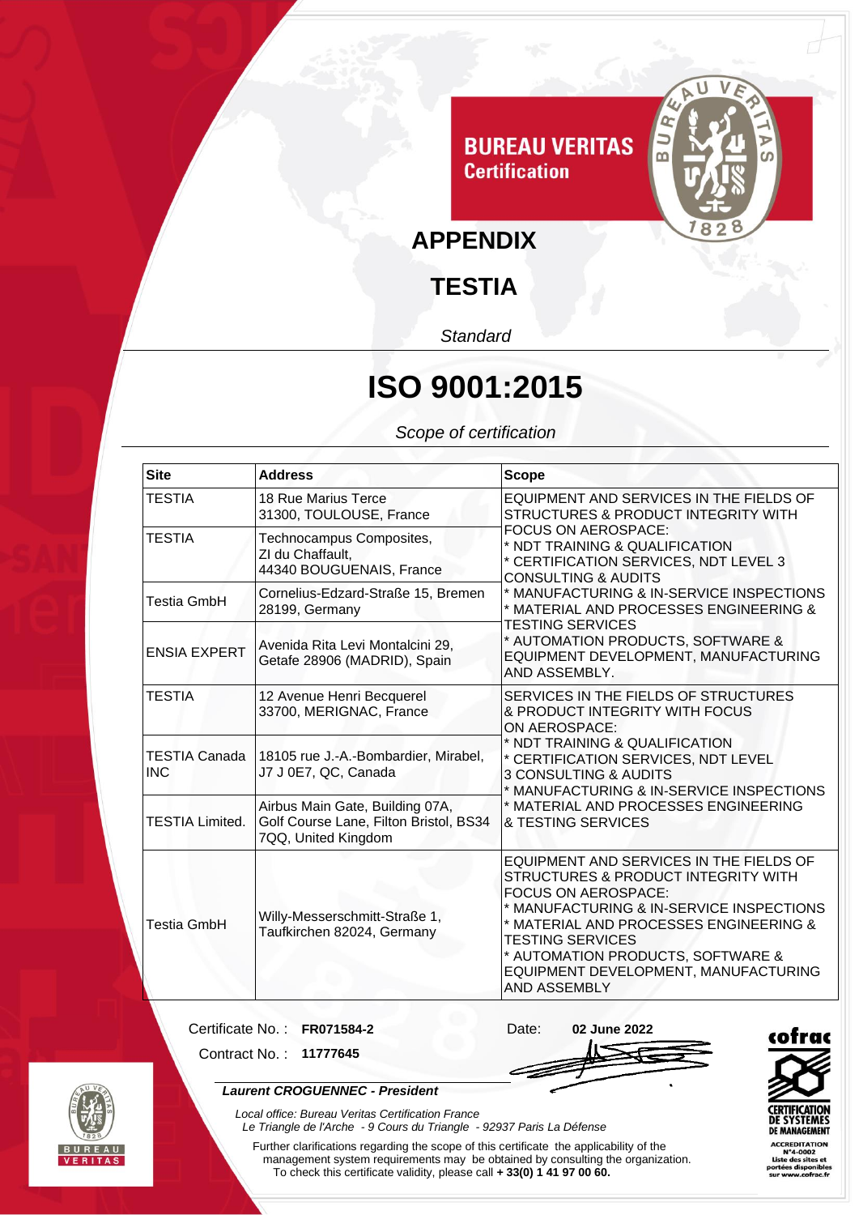**BUREAU VERITAS Certification**

# APPENDIX

## TESTIA

*Standard*

# ISO 9001:2015

*Scope of certification*

| Site | Address | Scope |
|---|---|---|
| TESTIA | 18 Rue Marius Terce 31300, TOULOUSE, France | EQUIPMENT AND SERVICES IN THE FIELDS OF STRUCTURES & PRODUCT INTEGRITY WITH FOCUS ON AEROSPACE: * NDT TRAINING & QUALIFICATION * CERTIFICATION SERVICES, NDT LEVEL 3 CONSULTING & AUDITS * MANUFACTURING & IN-SERVICE INSPECTIONS * MATERIAL AND PROCESSES ENGINEERING & TESTING SERVICES * AUTOMATION PRODUCTS, SOFTWARE & EQUIPMENT DEVELOPMENT, MANUFACTURING AND ASSEMBLY. |
| TESTIA | Technocampus Composites, ZI du Chaffault, 44340 BOUGUENAIS, France | |
| Testia GmbH | Cornelius-Edzard-Straße 15, Bremen 28199, Germany | |
| ENSIA EXPERT | Avenida Rita Levi Montalcini 29, Getafe 28906 (MADRID), Spain | |
| TESTIA | 12 Avenue Henri Becquerel 33700, MERIGNAC, France | SERVICES IN THE FIELDS OF STRUCTURES & PRODUCT INTEGRITY WITH FOCUS ON AEROSPACE: * NDT TRAINING & QUALIFICATION * CERTIFICATION SERVICES, NDT LEVEL 3 CONSULTING & AUDITS * MANUFACTURING & IN-SERVICE INSPECTIONS * MATERIAL AND PROCESSES ENGINEERING & TESTING SERVICES |
| TESTIA Canada INC | 18105 rue J.-A.-Bombardier, Mirabel, J7 J 0E7, QC, Canada | |
| TESTIA Limited. | Airbus Main Gate, Building 07A, Golf Course Lane, Filton Bristol, BS34 7QQ, United Kingdom | |
| Testia GmbH | Willy-Messerschmitt-Straße 1, Taufkirchen 82024, Germany | EQUIPMENT AND SERVICES IN THE FIELDS OF STRUCTURES & PRODUCT INTEGRITY WITH FOCUS ON AEROSPACE: * MANUFACTURING & IN-SERVICE INSPECTIONS * MATERIAL AND PROCESSES ENGINEERING & TESTING SERVICES * AUTOMATION PRODUCTS, SOFTWARE & EQUIPMENT DEVELOPMENT, MANUFACTURING AND ASSEMBLY |

Certificate No. : **FR071584-2**

Contract No. : **11777645**

Date: **02 June 2022**

***Laurent CROGUENNEC - President***

*Local office: Bureau Veritas Certification France*
*Le Triangle de l'Arche - 9 Cours du Triangle - 92937 Paris La Défense*

Further clarifications regarding the scope of this certificate the applicability of the management system requirements may be obtained by consulting the organization.
To check this certificate validity, please call **+ 33(0) 1 41 97 00 60.**

cofrac
CERTIFICATION DE SYSTEMES DE MANAGEMENT
ACCREDITATION N°4-0002
Liste des sites et portées disponibles sur www.cofrac.fr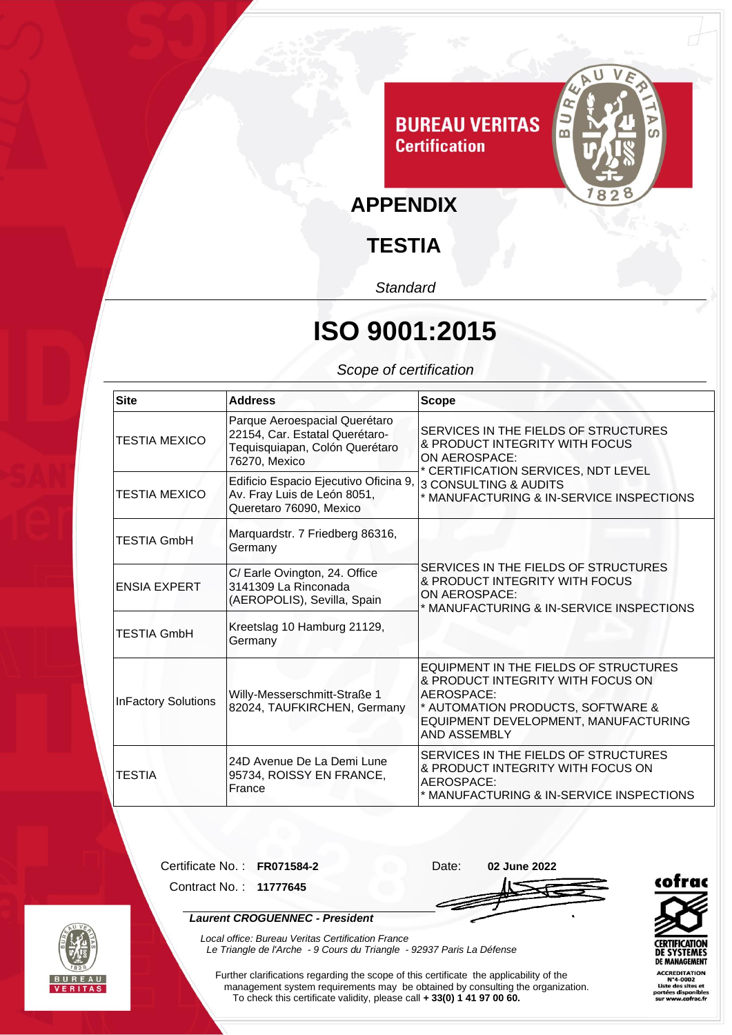BUREAU VERITAS
Certification

# APPENDIX

# TESTIA

*Standard*

# ISO 9001:2015

*Scope of certification*

| Site | Address | Scope |
|---|---|---|
| TESTIA MEXICO | Parque Aeroespacial Querétaro 22154, Car. Estatal Querétaro-Tequisquiapan, Colón Querétaro 76270, Mexico | SERVICES IN THE FIELDS OF STRUCTURES & PRODUCT INTEGRITY WITH FOCUS ON AEROSPACE:<br>* CERTIFICATION SERVICES, NDT LEVEL 3 CONSULTING & AUDITS<br>* MANUFACTURING & IN-SERVICE INSPECTIONS |
| TESTIA MEXICO | Edificio Espacio Ejecutivo Oficina 9, Av. Fray Luis de León 8051, Queretaro 76090, Mexico | |
| TESTIA GmbH | Marquardstr. 7 Friedberg 86316, Germany | SERVICES IN THE FIELDS OF STRUCTURES & PRODUCT INTEGRITY WITH FOCUS ON AEROSPACE:<br>* MANUFACTURING & IN-SERVICE INSPECTIONS |
| ENSIA EXPERT | C/ Earle Ovington, 24. Office 3141309 La Rinconada (AEROPOLIS), Sevilla, Spain | |
| TESTIA GmbH | Kreetslag 10 Hamburg 21129, Germany | |
| InFactory Solutions | Willy-Messerschmitt-Straße 1 82024, TAUFKIRCHEN, Germany | EQUIPMENT IN THE FIELDS OF STRUCTURES & PRODUCT INTEGRITY WITH FOCUS ON AEROSPACE:<br>* AUTOMATION PRODUCTS, SOFTWARE & EQUIPMENT DEVELOPMENT, MANUFACTURING AND ASSEMBLY |
| TESTIA | 24D Avenue De La Demi Lune 95734, ROISSY EN FRANCE, France | SERVICES IN THE FIELDS OF STRUCTURES & PRODUCT INTEGRITY WITH FOCUS ON AEROSPACE:<br>* MANUFACTURING & IN-SERVICE INSPECTIONS |

Certificate No. : **FR071584-2** Date: **02 June 2022**

Contract No. : **11777645**

***Laurent CROGUENNEC - President***

*Local office: Bureau Veritas Certification France*
*Le Triangle de l'Arche - 9 Cours du Triangle - 92937 Paris La Défense*

Further clarifications regarding the scope of this certificate the applicability of the management system requirements may be obtained by consulting the organization.
To check this certificate validity, please call **+ 33(0) 1 41 97 00 60.**

cofrac
CERTIFICATION DE SYSTEMES DE MANAGEMENT
ACCREDITATION N°4-0002
Liste des sites et portées disponibles sur www.cofrac.fr